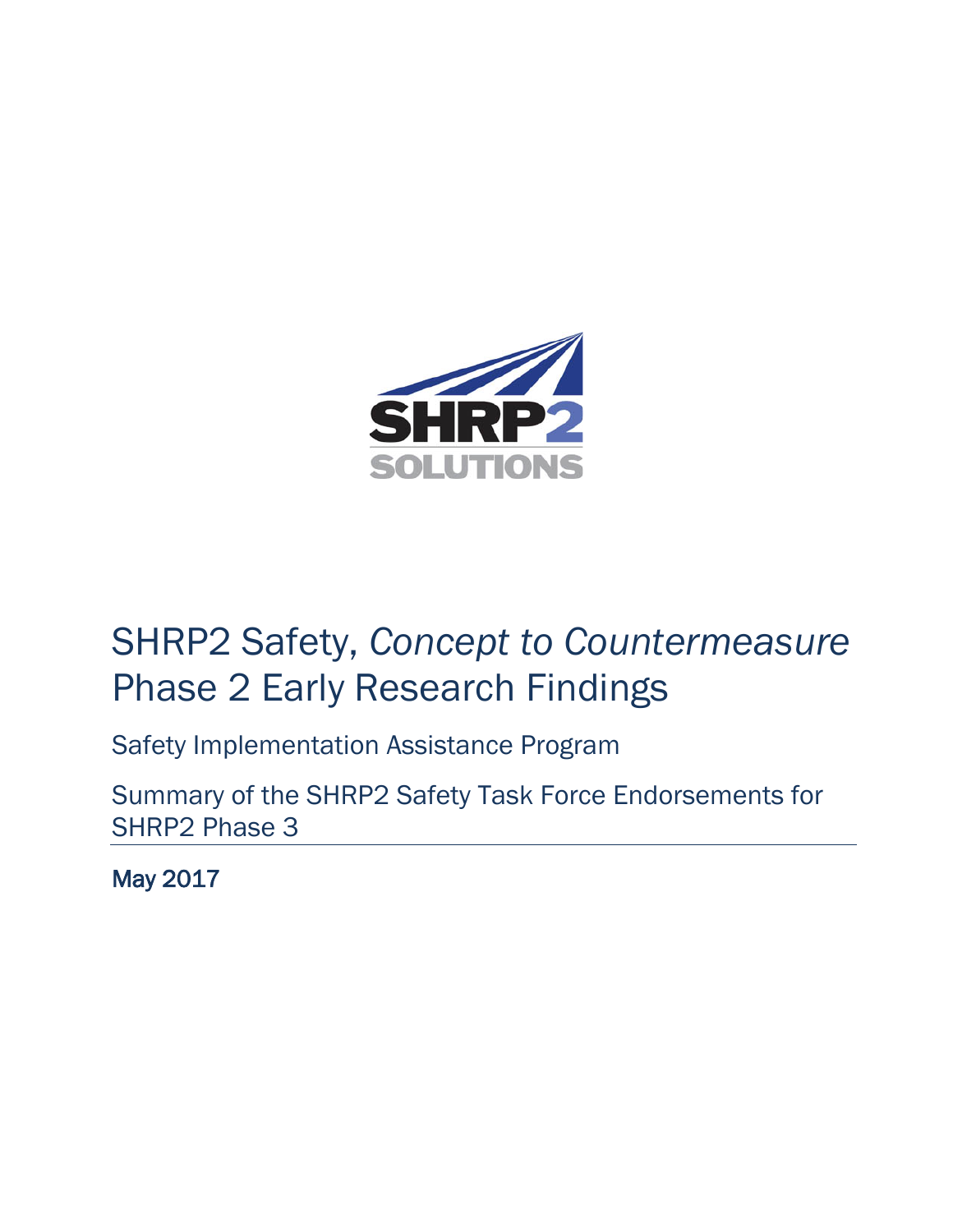SHRP2 SOLUTIONS

# SHRP2 Safety, *Concept to Countermeasure* Phase 2 Early Research Findings

## Safety Implementation Assistance Program

## Summary of the SHRP2 Safety Task Force Endorsements for SHRP2 Phase 3

**May 2017**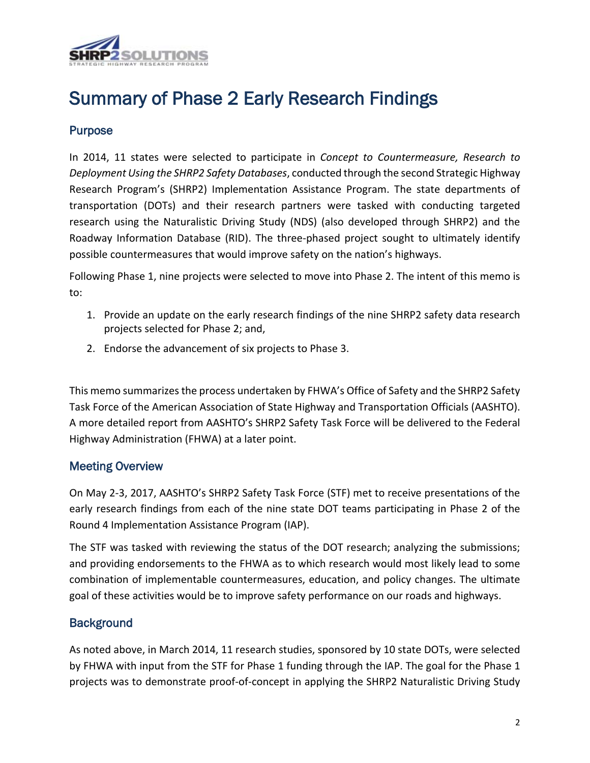# Summary of Phase 2 Early Research Findings

## Purpose

In 2014, 11 states were selected to participate in *Concept to Countermeasure, Research to Deployment Using the SHRP2 Safety Databases*, conducted through the second Strategic Highway Research Program's (SHRP2) Implementation Assistance Program. The state departments of transportation (DOTs) and their research partners were tasked with conducting targeted research using the Naturalistic Driving Study (NDS) (also developed through SHRP2) and the Roadway Information Database (RID). The three-phased project sought to ultimately identify possible countermeasures that would improve safety on the nation's highways.

Following Phase 1, nine projects were selected to move into Phase 2. The intent of this memo is to:

1. Provide an update on the early research findings of the nine SHRP2 safety data research projects selected for Phase 2; and,
2. Endorse the advancement of six projects to Phase 3.

This memo summarizes the process undertaken by FHWA's Office of Safety and the SHRP2 Safety Task Force of the American Association of State Highway and Transportation Officials (AASHTO). A more detailed report from AASHTO's SHRP2 Safety Task Force will be delivered to the Federal Highway Administration (FHWA) at a later point.

## Meeting Overview

On May 2-3, 2017, AASHTO's SHRP2 Safety Task Force (STF) met to receive presentations of the early research findings from each of the nine state DOT teams participating in Phase 2 of the Round 4 Implementation Assistance Program (IAP).

The STF was tasked with reviewing the status of the DOT research; analyzing the submissions; and providing endorsements to the FHWA as to which research would most likely lead to some combination of implementable countermeasures, education, and policy changes. The ultimate goal of these activities would be to improve safety performance on our roads and highways.

## Background

As noted above, in March 2014, 11 research studies, sponsored by 10 state DOTs, were selected by FHWA with input from the STF for Phase 1 funding through the IAP. The goal for the Phase 1 projects was to demonstrate proof-of-concept in applying the SHRP2 Naturalistic Driving Study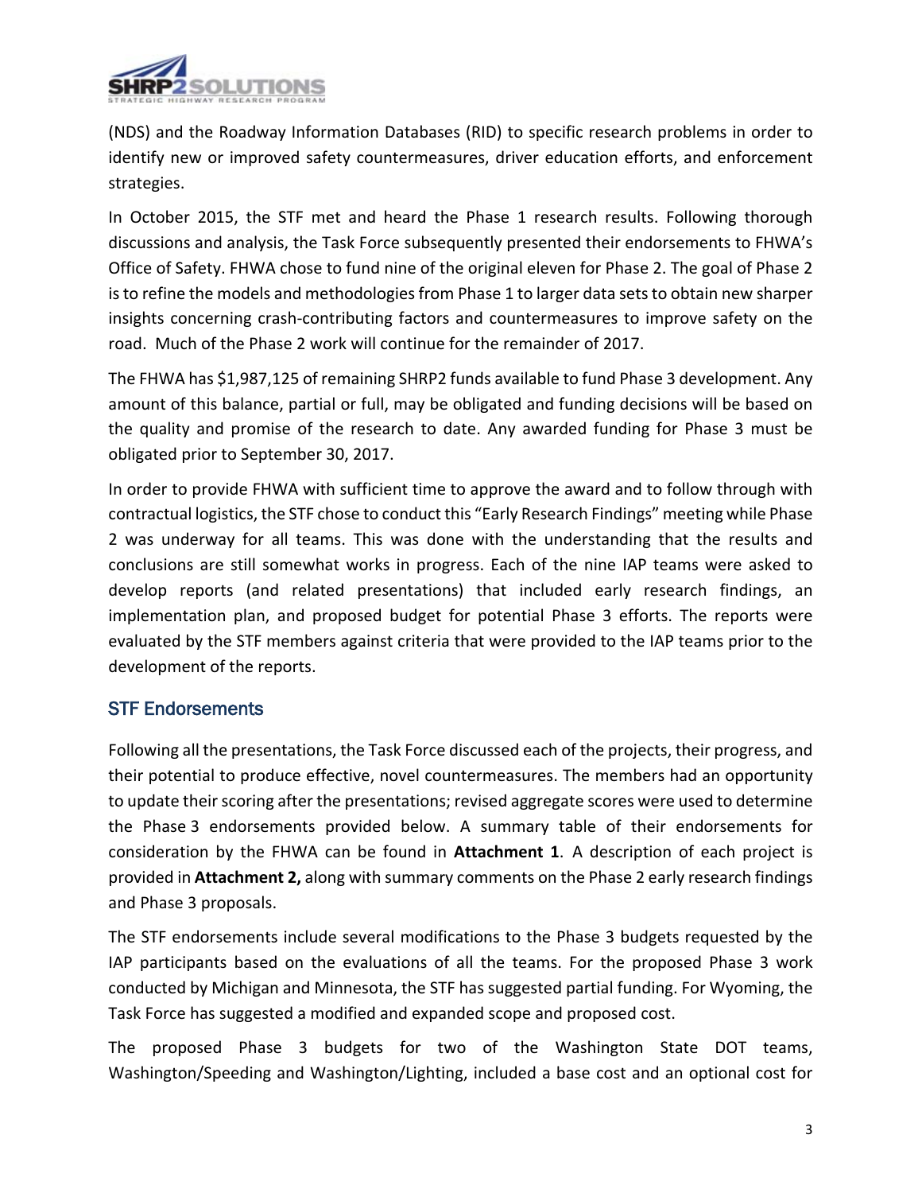(NDS) and the Roadway Information Databases (RID) to specific research problems in order to identify new or improved safety countermeasures, driver education efforts, and enforcement strategies.

In October 2015, the STF met and heard the Phase 1 research results. Following thorough discussions and analysis, the Task Force subsequently presented their endorsements to FHWA's Office of Safety. FHWA chose to fund nine of the original eleven for Phase 2. The goal of Phase 2 is to refine the models and methodologies from Phase 1 to larger data sets to obtain new sharper insights concerning crash-contributing factors and countermeasures to improve safety on the road. Much of the Phase 2 work will continue for the remainder of 2017.

The FHWA has $1,987,125 of remaining SHRP2 funds available to fund Phase 3 development. Any amount of this balance, partial or full, may be obligated and funding decisions will be based on the quality and promise of the research to date. Any awarded funding for Phase 3 must be obligated prior to September 30, 2017.

In order to provide FHWA with sufficient time to approve the award and to follow through with contractual logistics, the STF chose to conduct this "Early Research Findings" meeting while Phase 2 was underway for all teams. This was done with the understanding that the results and conclusions are still somewhat works in progress. Each of the nine IAP teams were asked to develop reports (and related presentations) that included early research findings, an implementation plan, and proposed budget for potential Phase 3 efforts. The reports were evaluated by the STF members against criteria that were provided to the IAP teams prior to the development of the reports.

## STF Endorsements

Following all the presentations, the Task Force discussed each of the projects, their progress, and their potential to produce effective, novel countermeasures. The members had an opportunity to update their scoring after the presentations; revised aggregate scores were used to determine the Phase 3 endorsements provided below. A summary table of their endorsements for consideration by the FHWA can be found in **Attachment 1**. A description of each project is provided in **Attachment 2,** along with summary comments on the Phase 2 early research findings and Phase 3 proposals.

The STF endorsements include several modifications to the Phase 3 budgets requested by the IAP participants based on the evaluations of all the teams. For the proposed Phase 3 work conducted by Michigan and Minnesota, the STF has suggested partial funding. For Wyoming, the Task Force has suggested a modified and expanded scope and proposed cost.

The proposed Phase 3 budgets for two of the Washington State DOT teams, Washington/Speeding and Washington/Lighting, included a base cost and an optional cost for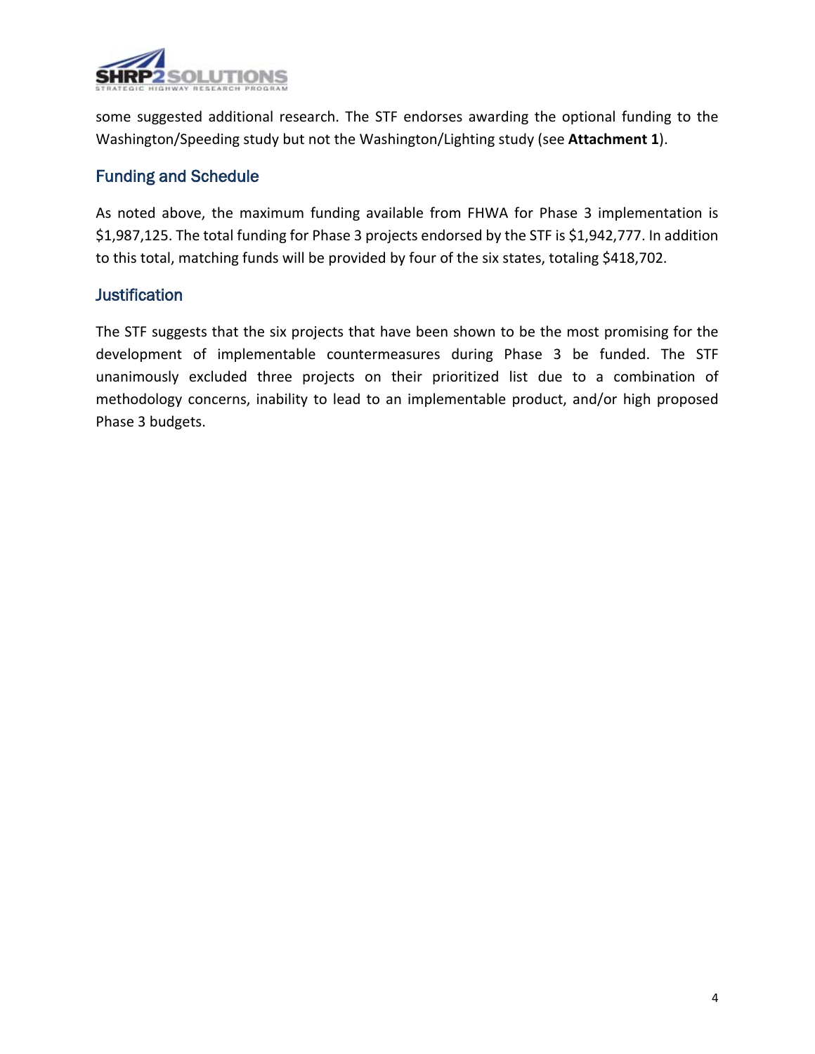some suggested additional research. The STF endorses awarding the optional funding to the Washington/Speeding study but not the Washington/Lighting study (see **Attachment 1**).

## Funding and Schedule

As noted above, the maximum funding available from FHWA for Phase 3 implementation is $1,987,125. The total funding for Phase 3 projects endorsed by the STF is $1,942,777. In addition to this total, matching funds will be provided by four of the six states, totaling $418,702.

## Justification

The STF suggests that the six projects that have been shown to be the most promising for the development of implementable countermeasures during Phase 3 be funded. The STF unanimously excluded three projects on their prioritized list due to a combination of methodology concerns, inability to lead to an implementable product, and/or high proposed Phase 3 budgets.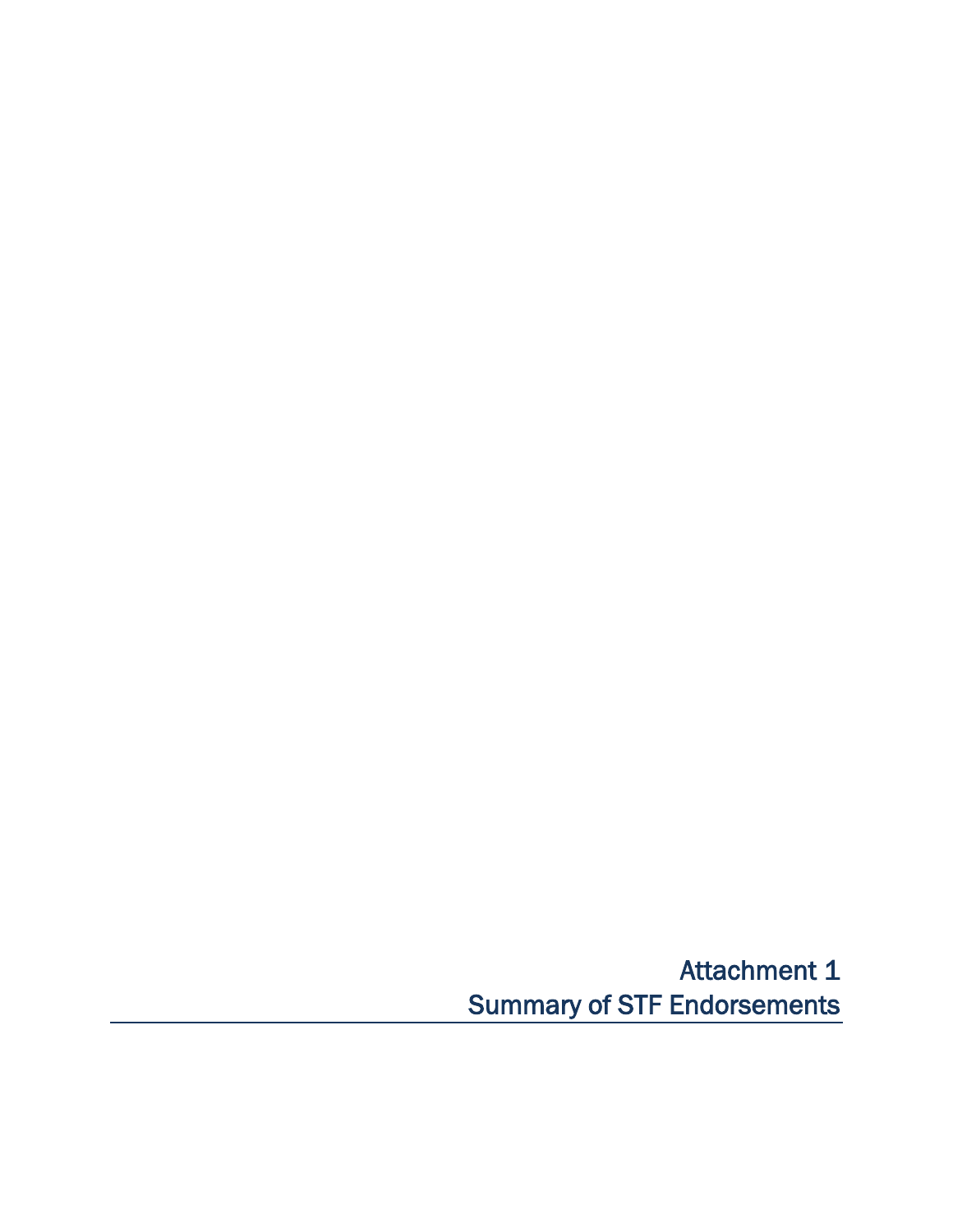# Attachment 1
# Summary of STF Endorsements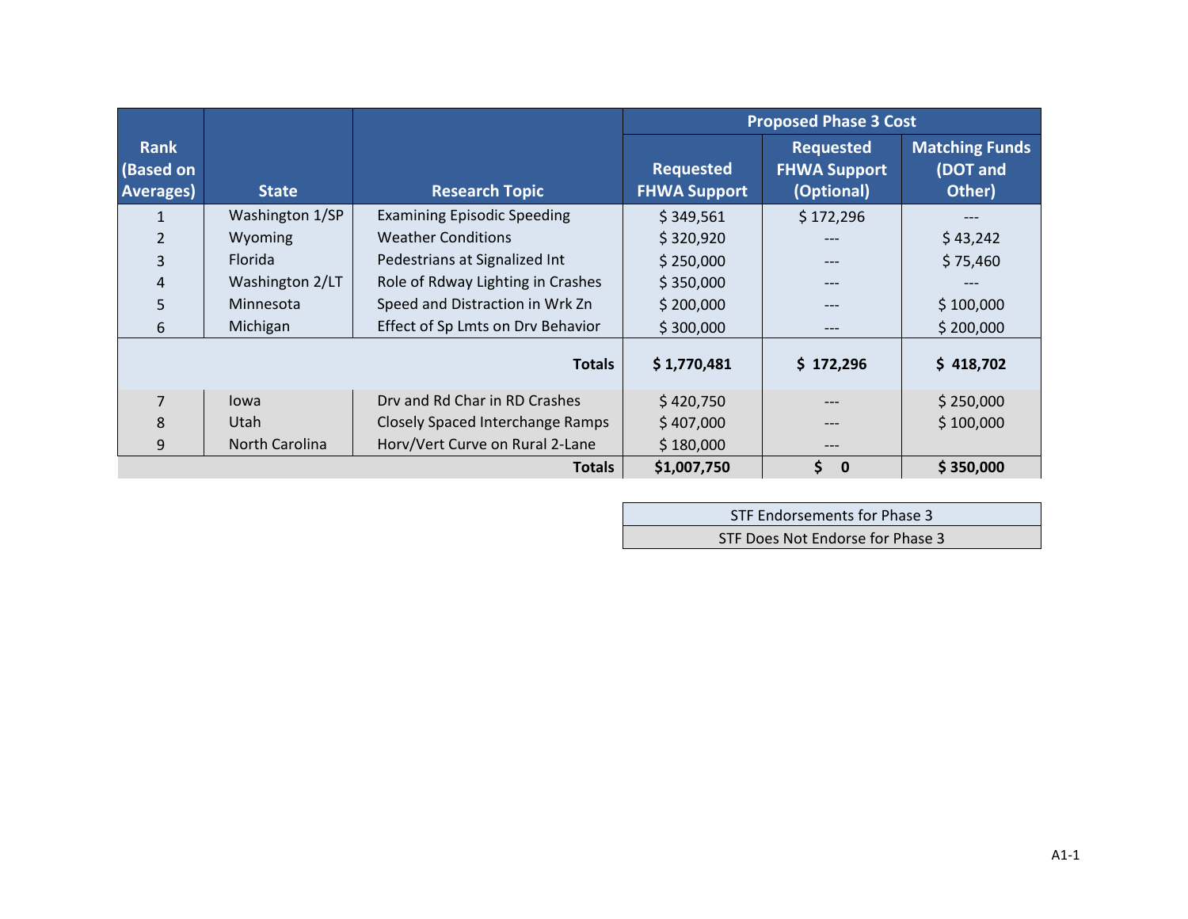| Rank (Based on Averages) | State | Research Topic | Proposed Phase 3 Cost | | |
|---|---|---|---|---|---|
| | | | Requested FHWA Support | Requested FHWA Support (Optional) | Matching Funds (DOT and Other) |
| 1 | Washington 1/SP | Examining Episodic Speeding | $ 349,561 | $ 172,296 | --- |
| 2 | Wyoming | Weather Conditions | $ 320,920 | --- | $ 43,242 |
| 3 | Florida | Pedestrians at Signalized Int | $ 250,000 | --- | $ 75,460 |
| 4 | Washington 2/LT | Role of Rdway Lighting in Crashes | $ 350,000 | --- | --- |
| 5 | Minnesota | Speed and Distraction in Wrk Zn | $ 200,000 | --- | $ 100,000 |
| 6 | Michigan | Effect of Sp Lmts on Drv Behavior | $ 300,000 | --- | $ 200,000 |
| | | **Totals** | **$ 1,770,481** | **$ 172,296** | **$ 418,702** |
| 7 | Iowa | Drv and Rd Char in RD Crashes | $ 420,750 | --- | $ 250,000 |
| 8 | Utah | Closely Spaced Interchange Ramps | $ 407,000 | --- | $ 100,000 |
| 9 | North Carolina | Horv/Vert Curve on Rural 2-Lane | $ 180,000 | --- | |
| | | **Totals** | **$1,007,750** | **$ 0** | **$ 350,000** |

| Legend |
|---|
| STF Endorsements for Phase 3 |
| STF Does Not Endorse for Phase 3 |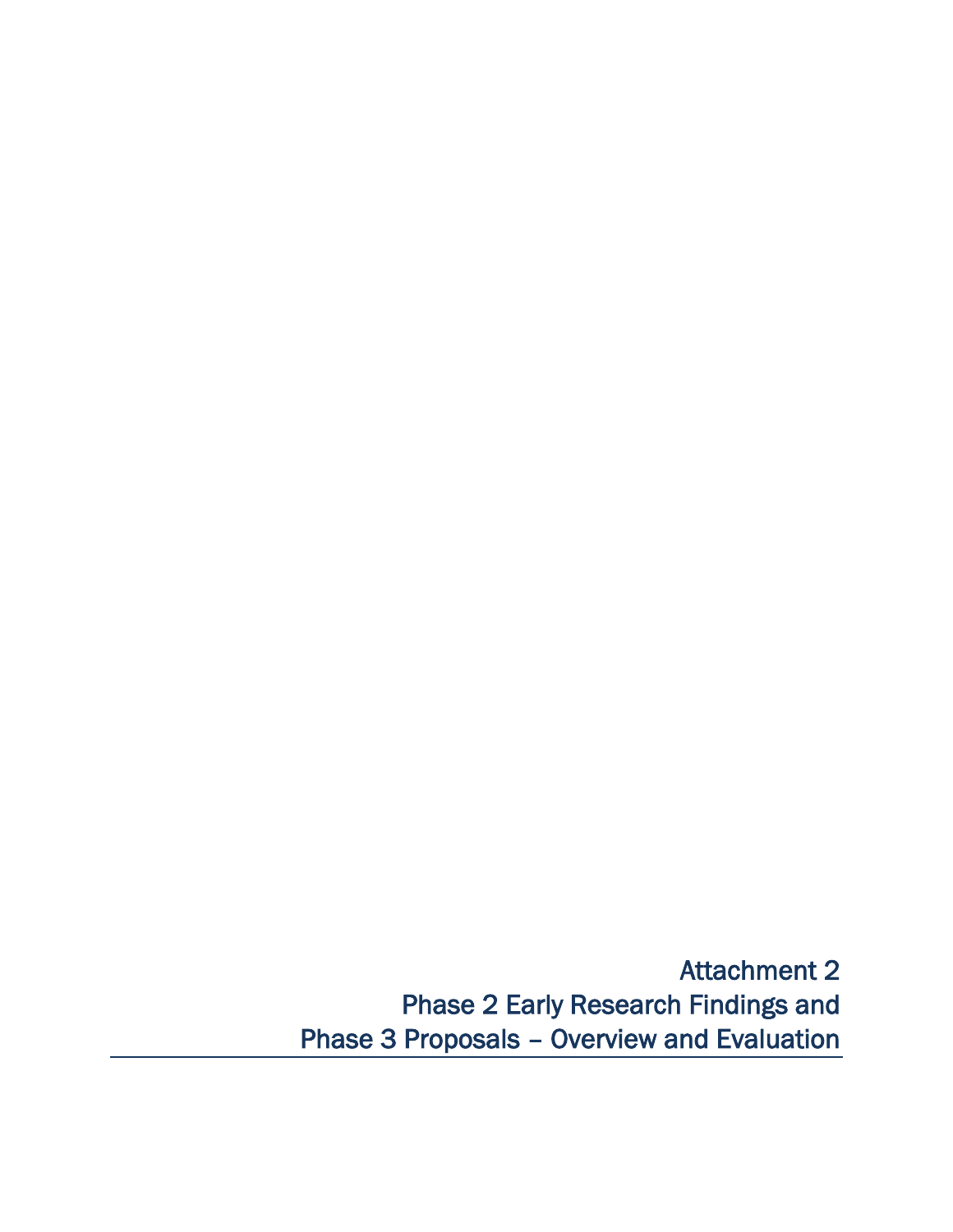# Attachment 2
# Phase 2 Early Research Findings and Phase 3 Proposals – Overview and Evaluation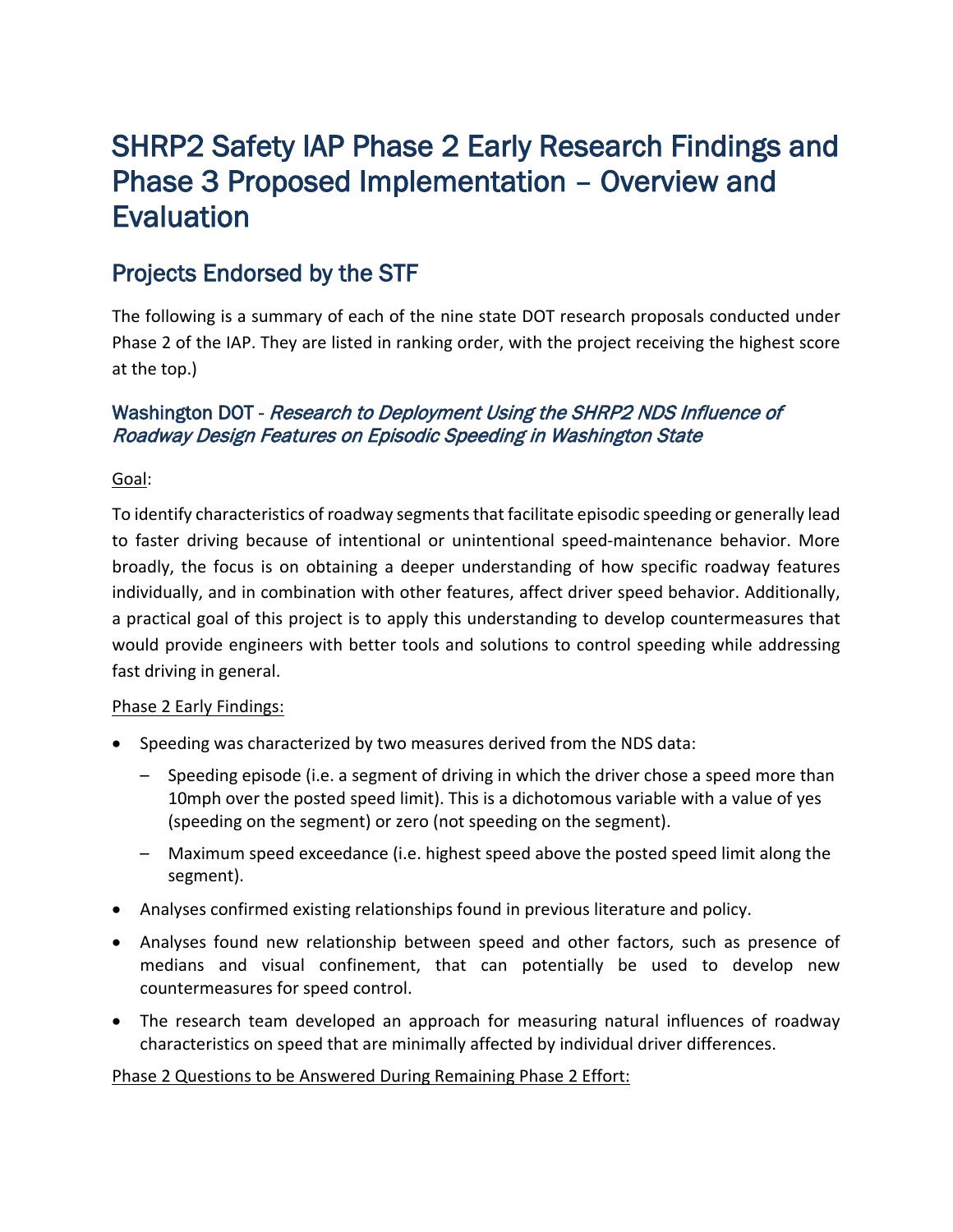# SHRP2 Safety IAP Phase 2 Early Research Findings and Phase 3 Proposed Implementation – Overview and Evaluation

## Projects Endorsed by the STF

The following is a summary of each of the nine state DOT research proposals conducted under Phase 2 of the IAP. They are listed in ranking order, with the project receiving the highest score at the top.)

### Washington DOT - *Research to Deployment Using the SHRP2 NDS Influence of Roadway Design Features on Episodic Speeding in Washington State*

Goal:

To identify characteristics of roadway segments that facilitate episodic speeding or generally lead to faster driving because of intentional or unintentional speed-maintenance behavior. More broadly, the focus is on obtaining a deeper understanding of how specific roadway features individually, and in combination with other features, affect driver speed behavior. Additionally, a practical goal of this project is to apply this understanding to develop countermeasures that would provide engineers with better tools and solutions to control speeding while addressing fast driving in general.

Phase 2 Early Findings:

- Speeding was characterized by two measures derived from the NDS data:
  - Speeding episode (i.e. a segment of driving in which the driver chose a speed more than 10mph over the posted speed limit). This is a dichotomous variable with a value of yes (speeding on the segment) or zero (not speeding on the segment).
  - Maximum speed exceedance (i.e. highest speed above the posted speed limit along the segment).
- Analyses confirmed existing relationships found in previous literature and policy.
- Analyses found new relationship between speed and other factors, such as presence of medians and visual confinement, that can potentially be used to develop new countermeasures for speed control.
- The research team developed an approach for measuring natural influences of roadway characteristics on speed that are minimally affected by individual driver differences.

Phase 2 Questions to be Answered During Remaining Phase 2 Effort: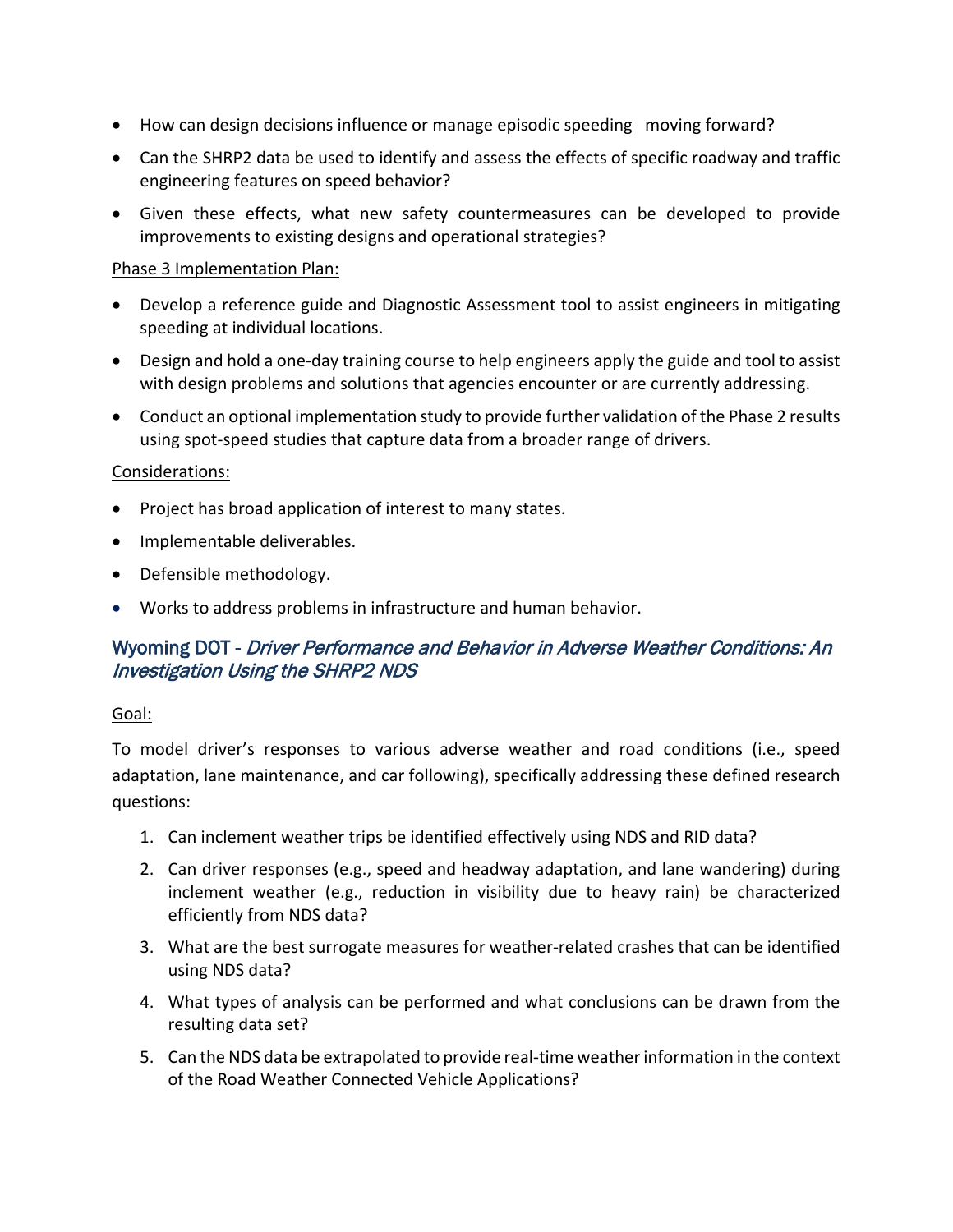- How can design decisions influence or manage episodic speeding moving forward?
- Can the SHRP2 data be used to identify and assess the effects of specific roadway and traffic engineering features on speed behavior?
- Given these effects, what new safety countermeasures can be developed to provide improvements to existing designs and operational strategies?

Phase 3 Implementation Plan:

- Develop a reference guide and Diagnostic Assessment tool to assist engineers in mitigating speeding at individual locations.
- Design and hold a one-day training course to help engineers apply the guide and tool to assist with design problems and solutions that agencies encounter or are currently addressing.
- Conduct an optional implementation study to provide further validation of the Phase 2 results using spot-speed studies that capture data from a broader range of drivers.

Considerations:

- Project has broad application of interest to many states.
- Implementable deliverables.
- Defensible methodology.
- Works to address problems in infrastructure and human behavior.

## Wyoming DOT - *Driver Performance and Behavior in Adverse Weather Conditions: An Investigation Using the SHRP2 NDS*

Goal:

To model driver's responses to various adverse weather and road conditions (i.e., speed adaptation, lane maintenance, and car following), specifically addressing these defined research questions:

1. Can inclement weather trips be identified effectively using NDS and RID data?
2. Can driver responses (e.g., speed and headway adaptation, and lane wandering) during inclement weather (e.g., reduction in visibility due to heavy rain) be characterized efficiently from NDS data?
3. What are the best surrogate measures for weather-related crashes that can be identified using NDS data?
4. What types of analysis can be performed and what conclusions can be drawn from the resulting data set?
5. Can the NDS data be extrapolated to provide real-time weather information in the context of the Road Weather Connected Vehicle Applications?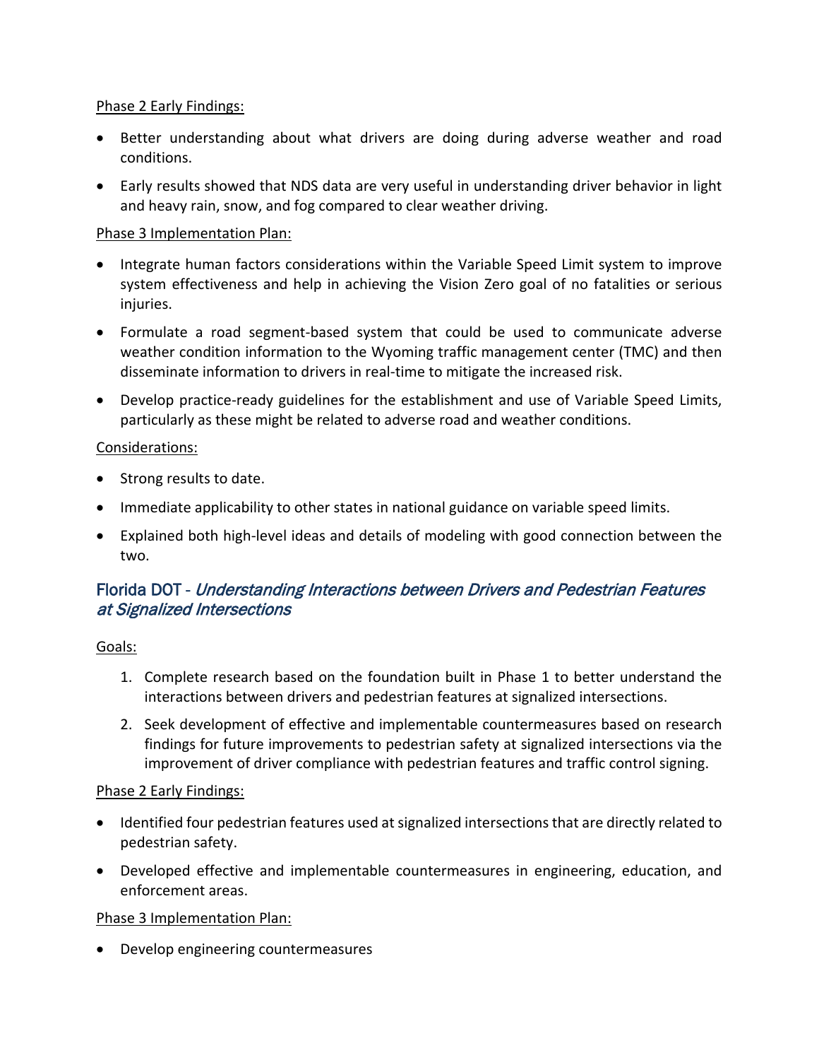Phase 2 Early Findings:

- Better understanding about what drivers are doing during adverse weather and road conditions.
- Early results showed that NDS data are very useful in understanding driver behavior in light and heavy rain, snow, and fog compared to clear weather driving.

Phase 3 Implementation Plan:

- Integrate human factors considerations within the Variable Speed Limit system to improve system effectiveness and help in achieving the Vision Zero goal of no fatalities or serious injuries.
- Formulate a road segment-based system that could be used to communicate adverse weather condition information to the Wyoming traffic management center (TMC) and then disseminate information to drivers in real-time to mitigate the increased risk.
- Develop practice-ready guidelines for the establishment and use of Variable Speed Limits, particularly as these might be related to adverse road and weather conditions.

Considerations:

- Strong results to date.
- Immediate applicability to other states in national guidance on variable speed limits.
- Explained both high-level ideas and details of modeling with good connection between the two.

## Florida DOT - *Understanding Interactions between Drivers and Pedestrian Features at Signalized Intersections*

Goals:

1. Complete research based on the foundation built in Phase 1 to better understand the interactions between drivers and pedestrian features at signalized intersections.
2. Seek development of effective and implementable countermeasures based on research findings for future improvements to pedestrian safety at signalized intersections via the improvement of driver compliance with pedestrian features and traffic control signing.

Phase 2 Early Findings:

- Identified four pedestrian features used at signalized intersections that are directly related to pedestrian safety.
- Developed effective and implementable countermeasures in engineering, education, and enforcement areas.

Phase 3 Implementation Plan:

- Develop engineering countermeasures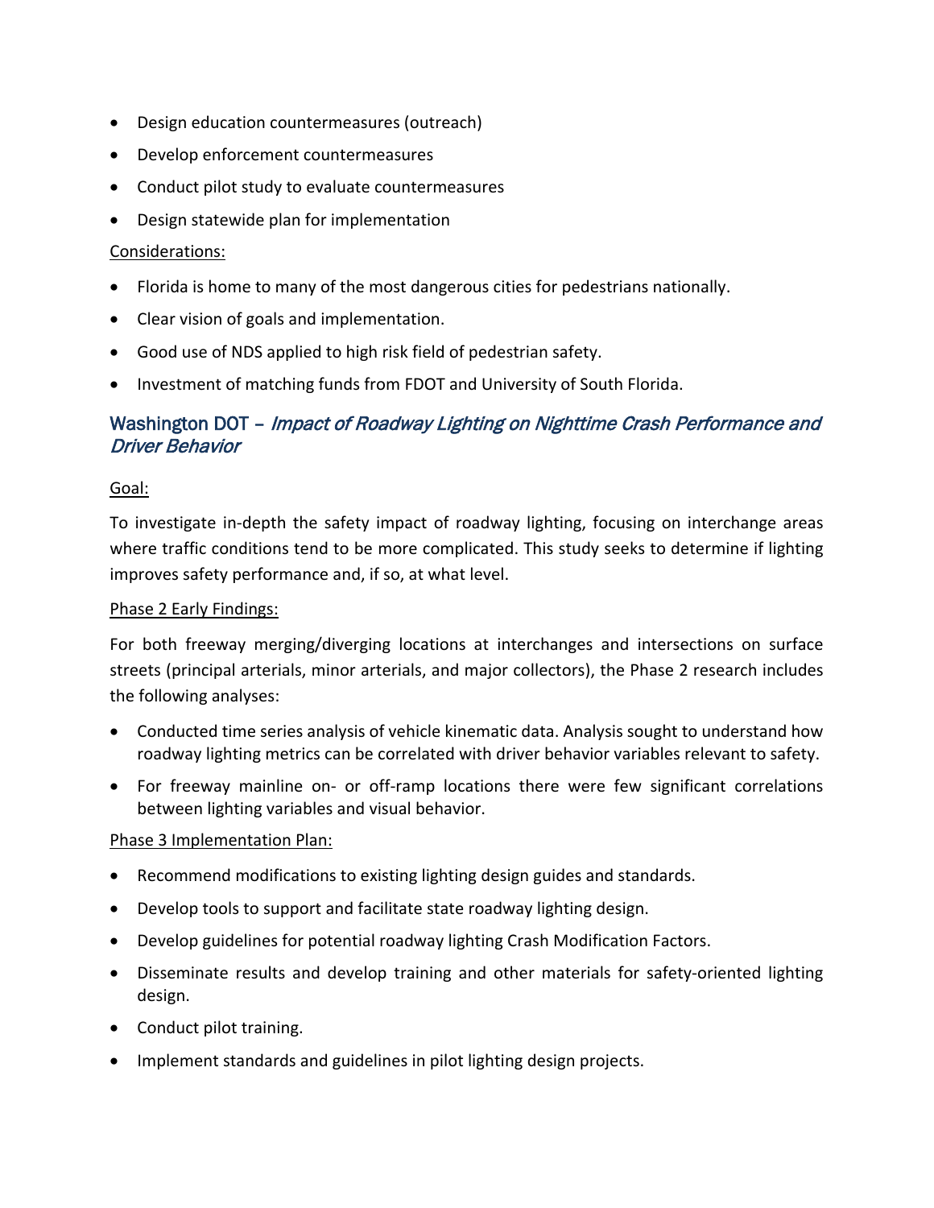- Design education countermeasures (outreach)
- Develop enforcement countermeasures
- Conduct pilot study to evaluate countermeasures
- Design statewide plan for implementation

Considerations:

- Florida is home to many of the most dangerous cities for pedestrians nationally.
- Clear vision of goals and implementation.
- Good use of NDS applied to high risk field of pedestrian safety.
- Investment of matching funds from FDOT and University of South Florida.

## Washington DOT – *Impact of Roadway Lighting on Nighttime Crash Performance and Driver Behavior*

Goal:

To investigate in-depth the safety impact of roadway lighting, focusing on interchange areas where traffic conditions tend to be more complicated. This study seeks to determine if lighting improves safety performance and, if so, at what level.

Phase 2 Early Findings:

For both freeway merging/diverging locations at interchanges and intersections on surface streets (principal arterials, minor arterials, and major collectors), the Phase 2 research includes the following analyses:

- Conducted time series analysis of vehicle kinematic data. Analysis sought to understand how roadway lighting metrics can be correlated with driver behavior variables relevant to safety.
- For freeway mainline on- or off-ramp locations there were few significant correlations between lighting variables and visual behavior.

Phase 3 Implementation Plan:

- Recommend modifications to existing lighting design guides and standards.
- Develop tools to support and facilitate state roadway lighting design.
- Develop guidelines for potential roadway lighting Crash Modification Factors.
- Disseminate results and develop training and other materials for safety-oriented lighting design.
- Conduct pilot training.
- Implement standards and guidelines in pilot lighting design projects.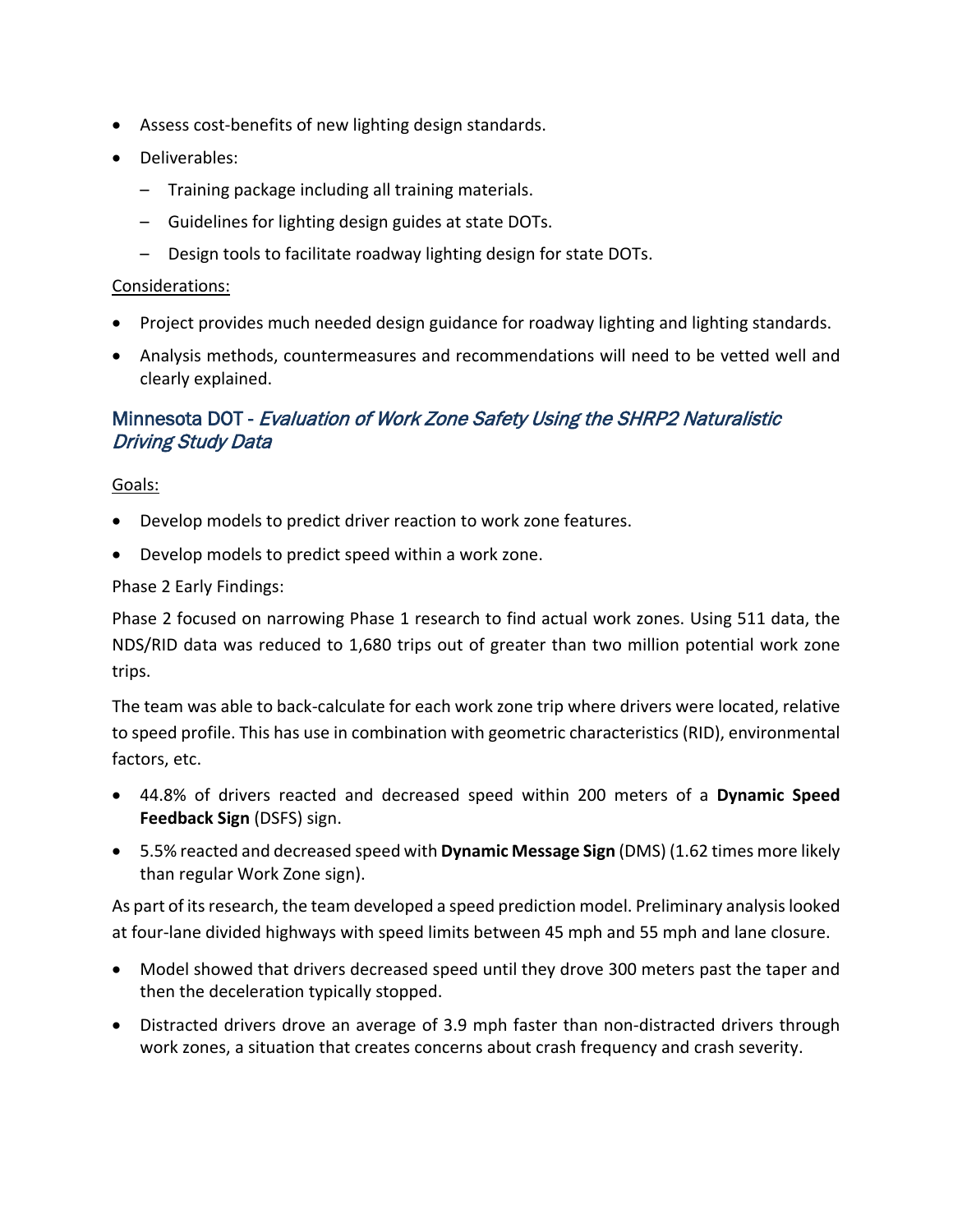- Assess cost-benefits of new lighting design standards.
- Deliverables:
  - Training package including all training materials.
  - Guidelines for lighting design guides at state DOTs.
  - Design tools to facilitate roadway lighting design for state DOTs.

Considerations:

- Project provides much needed design guidance for roadway lighting and lighting standards.
- Analysis methods, countermeasures and recommendations will need to be vetted well and clearly explained.

## Minnesota DOT - *Evaluation of Work Zone Safety Using the SHRP2 Naturalistic Driving Study Data*

Goals:

- Develop models to predict driver reaction to work zone features.
- Develop models to predict speed within a work zone.

Phase 2 Early Findings:

Phase 2 focused on narrowing Phase 1 research to find actual work zones. Using 511 data, the NDS/RID data was reduced to 1,680 trips out of greater than two million potential work zone trips.

The team was able to back-calculate for each work zone trip where drivers were located, relative to speed profile. This has use in combination with geometric characteristics (RID), environmental factors, etc.

- 44.8% of drivers reacted and decreased speed within 200 meters of a **Dynamic Speed Feedback Sign** (DSFS) sign.
- 5.5% reacted and decreased speed with **Dynamic Message Sign** (DMS) (1.62 times more likely than regular Work Zone sign).

As part of its research, the team developed a speed prediction model. Preliminary analysis looked at four-lane divided highways with speed limits between 45 mph and 55 mph and lane closure.

- Model showed that drivers decreased speed until they drove 300 meters past the taper and then the deceleration typically stopped.
- Distracted drivers drove an average of 3.9 mph faster than non-distracted drivers through work zones, a situation that creates concerns about crash frequency and crash severity.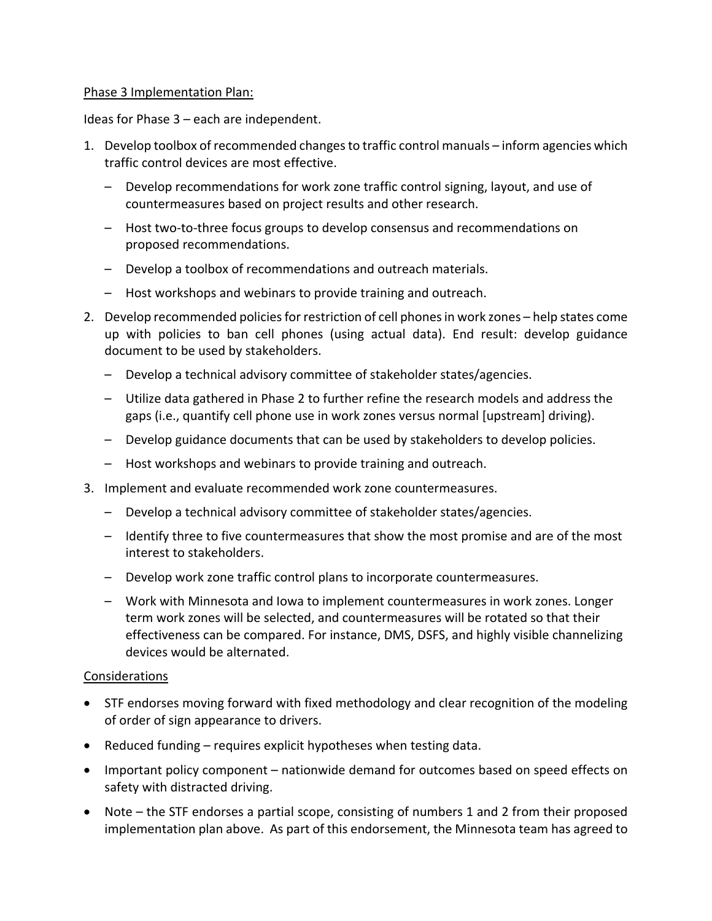Phase 3 Implementation Plan:

Ideas for Phase 3 – each are independent.

1. Develop toolbox of recommended changes to traffic control manuals – inform agencies which traffic control devices are most effective.
   – Develop recommendations for work zone traffic control signing, layout, and use of countermeasures based on project results and other research.
   – Host two-to-three focus groups to develop consensus and recommendations on proposed recommendations.
   – Develop a toolbox of recommendations and outreach materials.
   – Host workshops and webinars to provide training and outreach.
2. Develop recommended policies for restriction of cell phones in work zones – help states come up with policies to ban cell phones (using actual data). End result: develop guidance document to be used by stakeholders.
   – Develop a technical advisory committee of stakeholder states/agencies.
   – Utilize data gathered in Phase 2 to further refine the research models and address the gaps (i.e., quantify cell phone use in work zones versus normal [upstream] driving).
   – Develop guidance documents that can be used by stakeholders to develop policies.
   – Host workshops and webinars to provide training and outreach.
3. Implement and evaluate recommended work zone countermeasures.
   – Develop a technical advisory committee of stakeholder states/agencies.
   – Identify three to five countermeasures that show the most promise and are of the most interest to stakeholders.
   – Develop work zone traffic control plans to incorporate countermeasures.
   – Work with Minnesota and Iowa to implement countermeasures in work zones. Longer term work zones will be selected, and countermeasures will be rotated so that their effectiveness can be compared. For instance, DMS, DSFS, and highly visible channelizing devices would be alternated.

Considerations

- STF endorses moving forward with fixed methodology and clear recognition of the modeling of order of sign appearance to drivers.
- Reduced funding – requires explicit hypotheses when testing data.
- Important policy component – nationwide demand for outcomes based on speed effects on safety with distracted driving.
- Note – the STF endorses a partial scope, consisting of numbers 1 and 2 from their proposed implementation plan above. As part of this endorsement, the Minnesota team has agreed to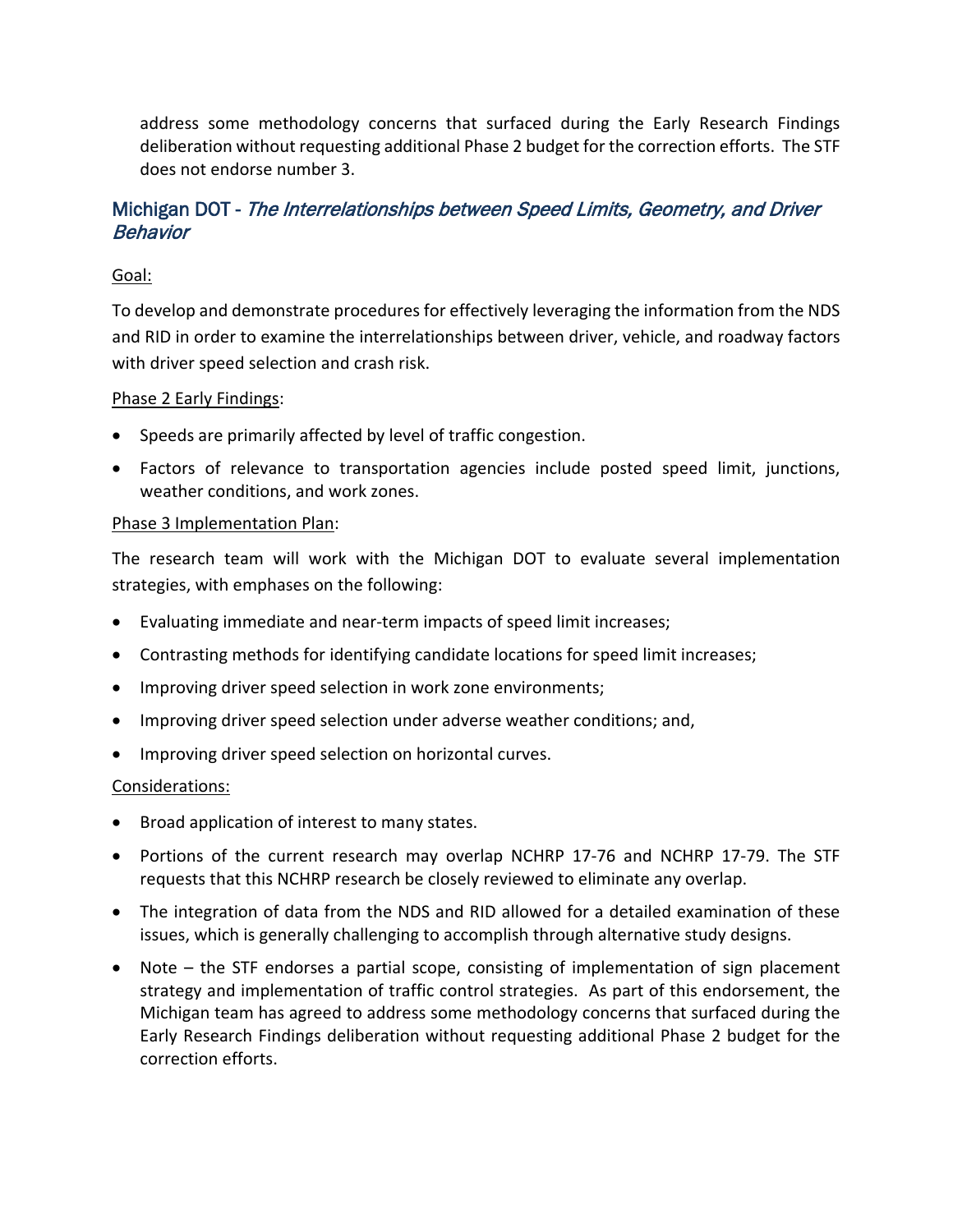address some methodology concerns that surfaced during the Early Research Findings deliberation without requesting additional Phase 2 budget for the correction efforts. The STF does not endorse number 3.

## Michigan DOT - *The Interrelationships between Speed Limits, Geometry, and Driver Behavior*

Goal:

To develop and demonstrate procedures for effectively leveraging the information from the NDS and RID in order to examine the interrelationships between driver, vehicle, and roadway factors with driver speed selection and crash risk.

Phase 2 Early Findings:

- Speeds are primarily affected by level of traffic congestion.
- Factors of relevance to transportation agencies include posted speed limit, junctions, weather conditions, and work zones.

Phase 3 Implementation Plan:

The research team will work with the Michigan DOT to evaluate several implementation strategies, with emphases on the following:

- Evaluating immediate and near-term impacts of speed limit increases;
- Contrasting methods for identifying candidate locations for speed limit increases;
- Improving driver speed selection in work zone environments;
- Improving driver speed selection under adverse weather conditions; and,
- Improving driver speed selection on horizontal curves.

Considerations:

- Broad application of interest to many states.
- Portions of the current research may overlap NCHRP 17-76 and NCHRP 17-79. The STF requests that this NCHRP research be closely reviewed to eliminate any overlap.
- The integration of data from the NDS and RID allowed for a detailed examination of these issues, which is generally challenging to accomplish through alternative study designs.
- Note – the STF endorses a partial scope, consisting of implementation of sign placement strategy and implementation of traffic control strategies. As part of this endorsement, the Michigan team has agreed to address some methodology concerns that surfaced during the Early Research Findings deliberation without requesting additional Phase 2 budget for the correction efforts.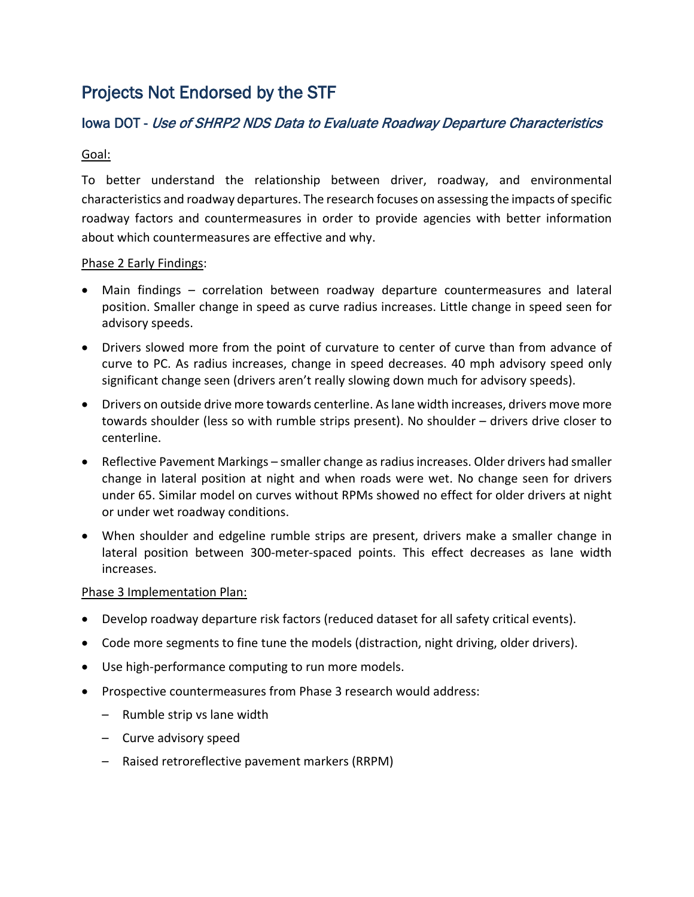# Projects Not Endorsed by the STF

## Iowa DOT - *Use of SHRP2 NDS Data to Evaluate Roadway Departure Characteristics*

Goal:

To better understand the relationship between driver, roadway, and environmental characteristics and roadway departures. The research focuses on assessing the impacts of specific roadway factors and countermeasures in order to provide agencies with better information about which countermeasures are effective and why.

Phase 2 Early Findings:

- Main findings – correlation between roadway departure countermeasures and lateral position. Smaller change in speed as curve radius increases. Little change in speed seen for advisory speeds.
- Drivers slowed more from the point of curvature to center of curve than from advance of curve to PC. As radius increases, change in speed decreases. 40 mph advisory speed only significant change seen (drivers aren't really slowing down much for advisory speeds).
- Drivers on outside drive more towards centerline. As lane width increases, drivers move more towards shoulder (less so with rumble strips present). No shoulder – drivers drive closer to centerline.
- Reflective Pavement Markings – smaller change as radius increases. Older drivers had smaller change in lateral position at night and when roads were wet. No change seen for drivers under 65. Similar model on curves without RPMs showed no effect for older drivers at night or under wet roadway conditions.
- When shoulder and edgeline rumble strips are present, drivers make a smaller change in lateral position between 300-meter-spaced points. This effect decreases as lane width increases.

Phase 3 Implementation Plan:

- Develop roadway departure risk factors (reduced dataset for all safety critical events).
- Code more segments to fine tune the models (distraction, night driving, older drivers).
- Use high-performance computing to run more models.
- Prospective countermeasures from Phase 3 research would address:
  - Rumble strip vs lane width
  - Curve advisory speed
  - Raised retroreflective pavement markers (RRPM)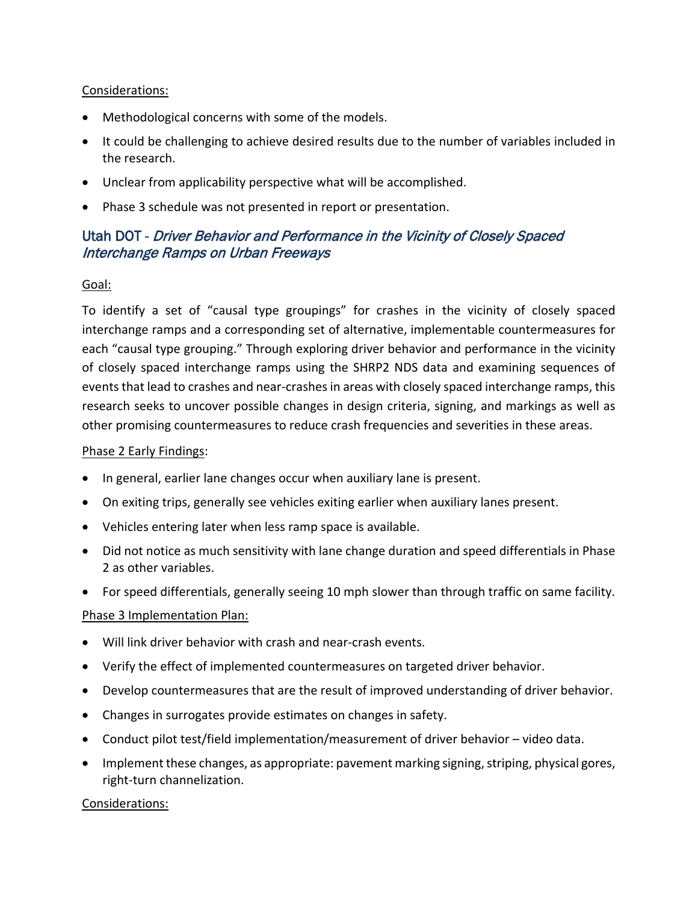Considerations:

- Methodological concerns with some of the models.
- It could be challenging to achieve desired results due to the number of variables included in the research.
- Unclear from applicability perspective what will be accomplished.
- Phase 3 schedule was not presented in report or presentation.

## Utah DOT - *Driver Behavior and Performance in the Vicinity of Closely Spaced Interchange Ramps on Urban Freeways*

Goal:

To identify a set of "causal type groupings" for crashes in the vicinity of closely spaced interchange ramps and a corresponding set of alternative, implementable countermeasures for each "causal type grouping." Through exploring driver behavior and performance in the vicinity of closely spaced interchange ramps using the SHRP2 NDS data and examining sequences of events that lead to crashes and near-crashes in areas with closely spaced interchange ramps, this research seeks to uncover possible changes in design criteria, signing, and markings as well as other promising countermeasures to reduce crash frequencies and severities in these areas.

Phase 2 Early Findings:

- In general, earlier lane changes occur when auxiliary lane is present.
- On exiting trips, generally see vehicles exiting earlier when auxiliary lanes present.
- Vehicles entering later when less ramp space is available.
- Did not notice as much sensitivity with lane change duration and speed differentials in Phase 2 as other variables.
- For speed differentials, generally seeing 10 mph slower than through traffic on same facility.

Phase 3 Implementation Plan:

- Will link driver behavior with crash and near-crash events.
- Verify the effect of implemented countermeasures on targeted driver behavior.
- Develop countermeasures that are the result of improved understanding of driver behavior.
- Changes in surrogates provide estimates on changes in safety.
- Conduct pilot test/field implementation/measurement of driver behavior – video data.
- Implement these changes, as appropriate: pavement marking signing, striping, physical gores, right-turn channelization.

Considerations: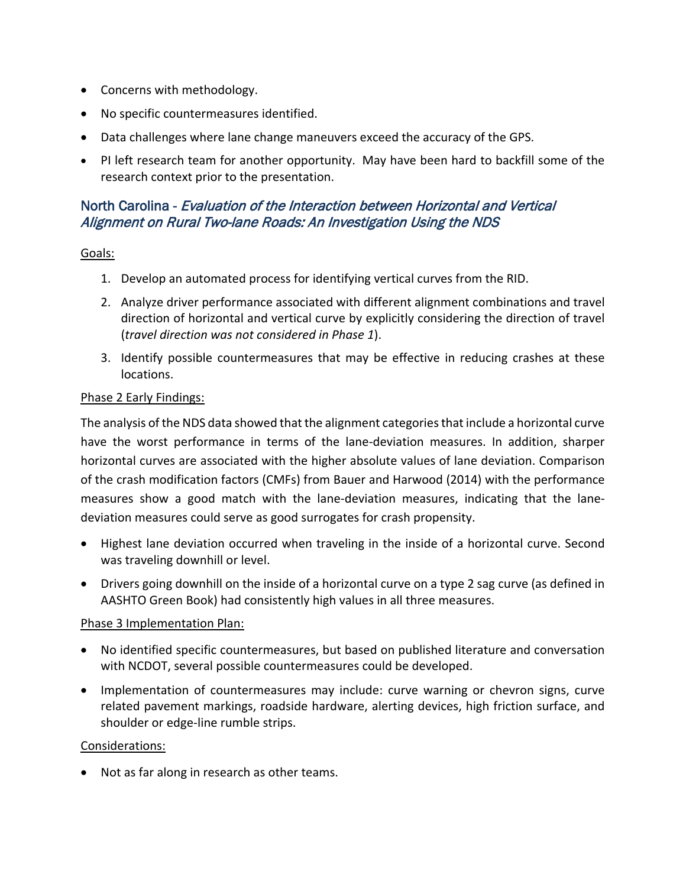- Concerns with methodology.
- No specific countermeasures identified.
- Data challenges where lane change maneuvers exceed the accuracy of the GPS.
- PI left research team for another opportunity. May have been hard to backfill some of the research context prior to the presentation.

## North Carolina - *Evaluation of the Interaction between Horizontal and Vertical Alignment on Rural Two-lane Roads: An Investigation Using the NDS*

Goals:

1. Develop an automated process for identifying vertical curves from the RID.
2. Analyze driver performance associated with different alignment combinations and travel direction of horizontal and vertical curve by explicitly considering the direction of travel (*travel direction was not considered in Phase 1*).
3. Identify possible countermeasures that may be effective in reducing crashes at these locations.

Phase 2 Early Findings:

The analysis of the NDS data showed that the alignment categories that include a horizontal curve have the worst performance in terms of the lane-deviation measures. In addition, sharper horizontal curves are associated with the higher absolute values of lane deviation. Comparison of the crash modification factors (CMFs) from Bauer and Harwood (2014) with the performance measures show a good match with the lane-deviation measures, indicating that the lane-deviation measures could serve as good surrogates for crash propensity.

- Highest lane deviation occurred when traveling in the inside of a horizontal curve. Second was traveling downhill or level.
- Drivers going downhill on the inside of a horizontal curve on a type 2 sag curve (as defined in AASHTO Green Book) had consistently high values in all three measures.

Phase 3 Implementation Plan:

- No identified specific countermeasures, but based on published literature and conversation with NCDOT, several possible countermeasures could be developed.
- Implementation of countermeasures may include: curve warning or chevron signs, curve related pavement markings, roadside hardware, alerting devices, high friction surface, and shoulder or edge-line rumble strips.

Considerations:

- Not as far along in research as other teams.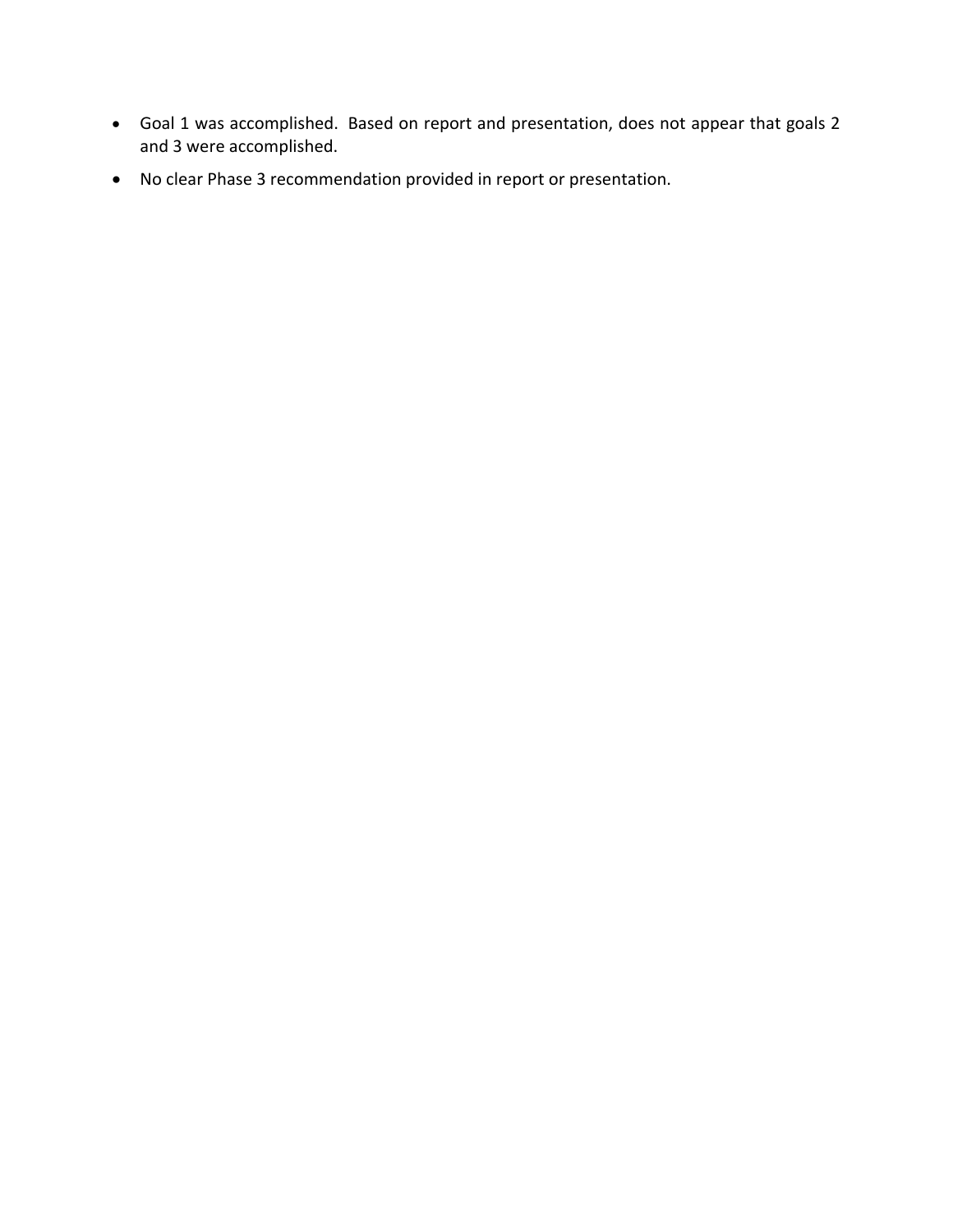- Goal 1 was accomplished.  Based on report and presentation, does not appear that goals 2 and 3 were accomplished.
- No clear Phase 3 recommendation provided in report or presentation.